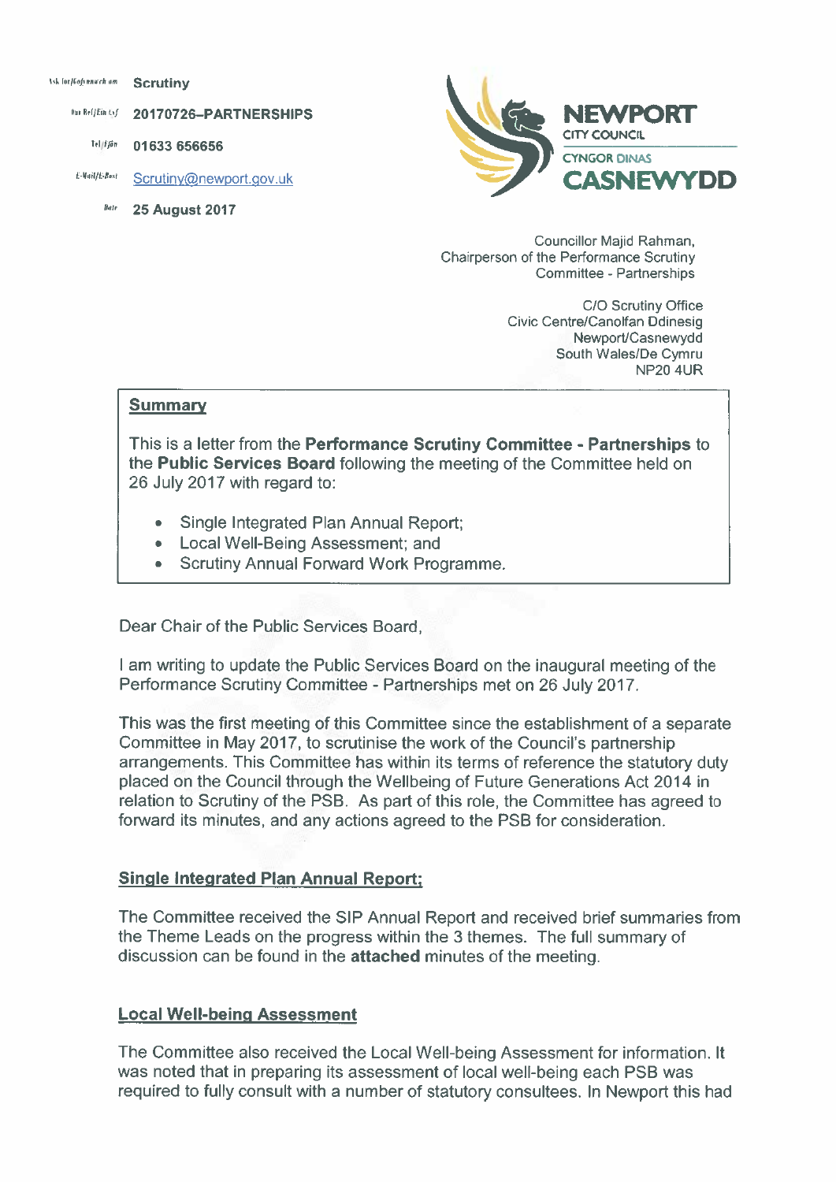Ask for/Gofynnwch am **Scrutiny**

Our Ref/Ein Cyf **20170726–PARTNERSHIPS**

Tel/Ffôn **01633 656656**

E-Mail/E-Bost Scrutiny@newport.gov.uk

Date **25 August 2017**

**NEWPORT** CITY COUNCIL
CYNGOR DINAS **CASNEWYDD**

Councillor Majid Rahman,
Chairperson of the Performance Scrutiny Committee - Partnerships

C/O Scrutiny Office
Civic Centre/Canolfan Ddinesig
Newport/Casnewydd
South Wales/De Cymru
NP20 4UR

**Summary**

This is a letter from the **Performance Scrutiny Committee - Partnerships** to the **Public Services Board** following the meeting of the Committee held on 26 July 2017 with regard to:

- Single Integrated Plan Annual Report;
- Local Well-Being Assessment; and
- Scrutiny Annual Forward Work Programme.

Dear Chair of the Public Services Board,

I am writing to update the Public Services Board on the inaugural meeting of the Performance Scrutiny Committee - Partnerships met on 26 July 2017.

This was the first meeting of this Committee since the establishment of a separate Committee in May 2017, to scrutinise the work of the Council's partnership arrangements. This Committee has within its terms of reference the statutory duty placed on the Council through the Wellbeing of Future Generations Act 2014 in relation to Scrutiny of the PSB. As part of this role, the Committee has agreed to forward its minutes, and any actions agreed to the PSB for consideration.

## Single Integrated Plan Annual Report;

The Committee received the SIP Annual Report and received brief summaries from the Theme Leads on the progress within the 3 themes. The full summary of discussion can be found in the **attached** minutes of the meeting.

## Local Well-being Assessment

The Committee also received the Local Well-being Assessment for information. It was noted that in preparing its assessment of local well-being each PSB was required to fully consult with a number of statutory consultees. In Newport this had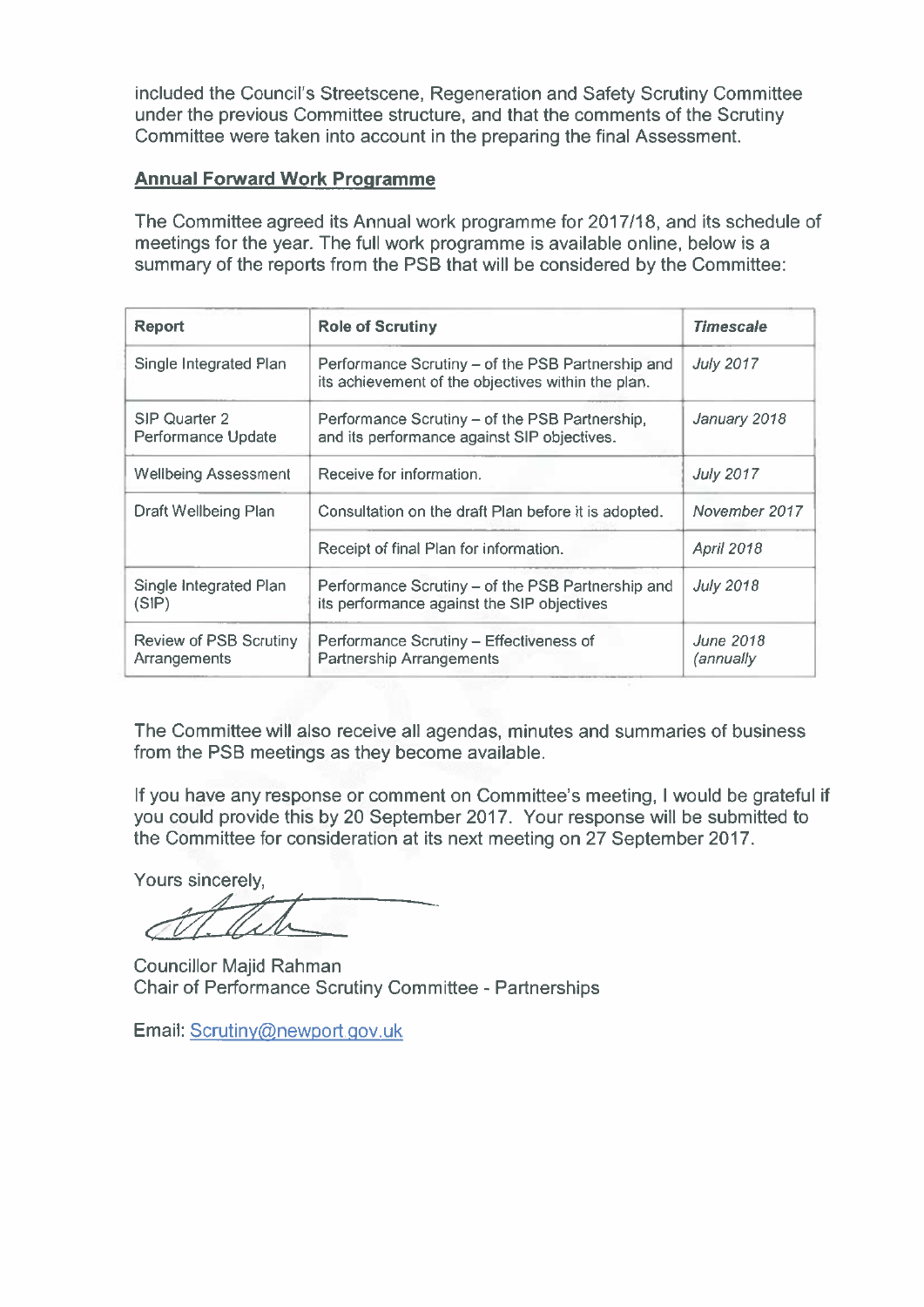included the Council's Streetscene, Regeneration and Safety Scrutiny Committee under the previous Committee structure, and that the comments of the Scrutiny Committee were taken into account in the preparing the final Assessment.

**Annual Forward Work Programme**

The Committee agreed its Annual work programme for 2017/18, and its schedule of meetings for the year. The full work programme is available online, below is a summary of the reports from the PSB that will be considered by the Committee:

| Report | Role of Scrutiny | *Timescale* |
|---|---|---|
| Single Integrated Plan | Performance Scrutiny – of the PSB Partnership and its achievement of the objectives within the plan. | *July 2017* |
| SIP Quarter 2 Performance Update | Performance Scrutiny – of the PSB Partnership, and its performance against SIP objectives. | *January 2018* |
| Wellbeing Assessment | Receive for information. | *July 2017* |
| Draft Wellbeing Plan | Consultation on the draft Plan before it is adopted. | *November 2017* |
| | Receipt of final Plan for information. | *April 2018* |
| Single Integrated Plan (SIP) | Performance Scrutiny – of the PSB Partnership and its performance against the SIP objectives | *July 2018* |
| Review of PSB Scrutiny Arrangements | Performance Scrutiny – Effectiveness of Partnership Arrangements | *June 2018 (annually* |

The Committee will also receive all agendas, minutes and summaries of business from the PSB meetings as they become available.

If you have any response or comment on Committee's meeting, I would be grateful if you could provide this by 20 September 2017. Your response will be submitted to the Committee for consideration at its next meeting on 27 September 2017.

Yours sincerely,

Councillor Majid Rahman
Chair of Performance Scrutiny Committee - Partnerships

Email: Scrutiny@newport.gov.uk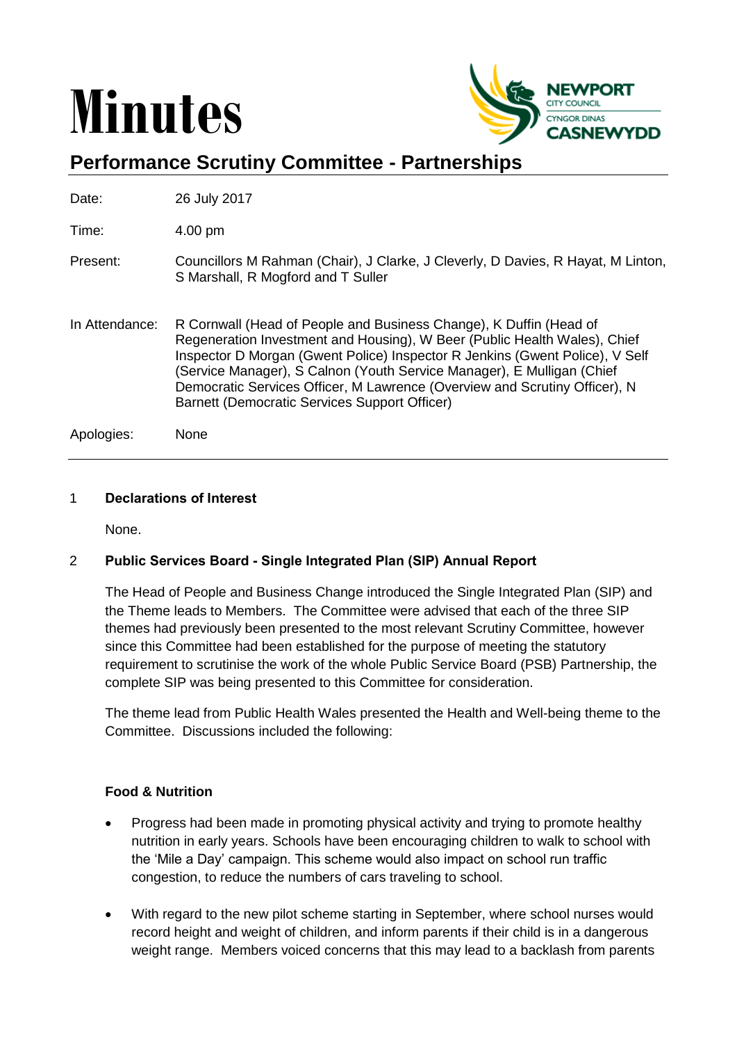# Minutes

## Performance Scrutiny Committee - Partnerships

| | |
|---|---|
| Date: | 26 July 2017 |
| Time: | 4.00 pm |
| Present: | Councillors M Rahman (Chair), J Clarke, J Cleverly, D Davies, R Hayat, M Linton, S Marshall, R Mogford and T Suller |
| In Attendance: | R Cornwall (Head of People and Business Change), K Duffin (Head of Regeneration Investment and Housing), W Beer (Public Health Wales), Chief Inspector D Morgan (Gwent Police) Inspector R Jenkins (Gwent Police), V Self (Service Manager), S Calnon (Youth Service Manager), E Mulligan (Chief Democratic Services Officer, M Lawrence (Overview and Scrutiny Officer), N Barnett (Democratic Services Support Officer) |
| Apologies: | None |

### 1 Declarations of Interest

None.

### 2 Public Services Board - Single Integrated Plan (SIP) Annual Report

The Head of People and Business Change introduced the Single Integrated Plan (SIP) and the Theme leads to Members. The Committee were advised that each of the three SIP themes had previously been presented to the most relevant Scrutiny Committee, however since this Committee had been established for the purpose of meeting the statutory requirement to scrutinise the work of the whole Public Service Board (PSB) Partnership, the complete SIP was being presented to this Committee for consideration.

The theme lead from Public Health Wales presented the Health and Well-being theme to the Committee. Discussions included the following:

**Food & Nutrition**

- Progress had been made in promoting physical activity and trying to promote healthy nutrition in early years. Schools have been encouraging children to walk to school with the 'Mile a Day' campaign. This scheme would also impact on school run traffic congestion, to reduce the numbers of cars traveling to school.
- With regard to the new pilot scheme starting in September, where school nurses would record height and weight of children, and inform parents if their child is in a dangerous weight range. Members voiced concerns that this may lead to a backlash from parents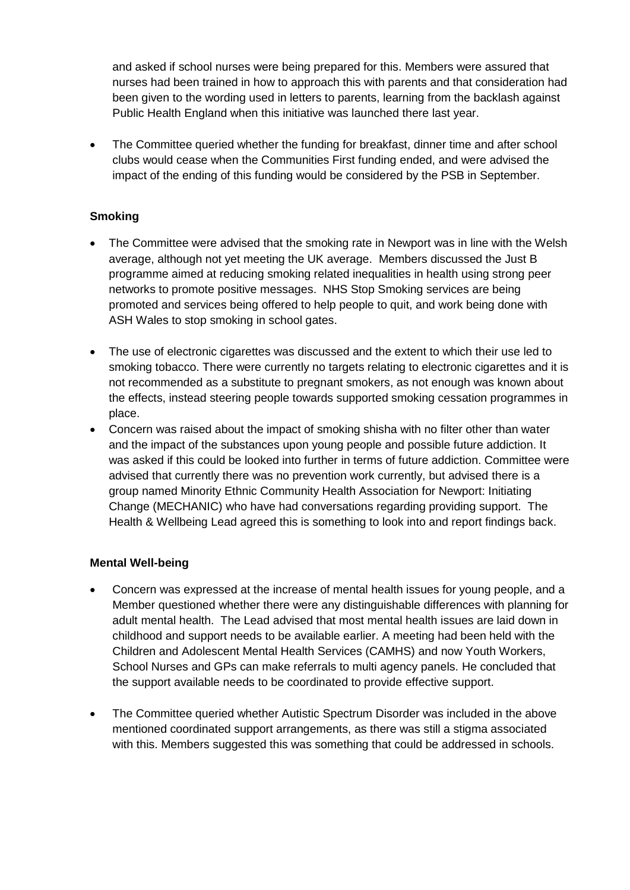and asked if school nurses were being prepared for this. Members were assured that nurses had been trained in how to approach this with parents and that consideration had been given to the wording used in letters to parents, learning from the backlash against Public Health England when this initiative was launched there last year.

- The Committee queried whether the funding for breakfast, dinner time and after school clubs would cease when the Communities First funding ended, and were advised the impact of the ending of this funding would be considered by the PSB in September.

**Smoking**

- The Committee were advised that the smoking rate in Newport was in line with the Welsh average, although not yet meeting the UK average. Members discussed the Just B programme aimed at reducing smoking related inequalities in health using strong peer networks to promote positive messages. NHS Stop Smoking services are being promoted and services being offered to help people to quit, and work being done with ASH Wales to stop smoking in school gates.
- The use of electronic cigarettes was discussed and the extent to which their use led to smoking tobacco. There were currently no targets relating to electronic cigarettes and it is not recommended as a substitute to pregnant smokers, as not enough was known about the effects, instead steering people towards supported smoking cessation programmes in place.
- Concern was raised about the impact of smoking shisha with no filter other than water and the impact of the substances upon young people and possible future addiction. It was asked if this could be looked into further in terms of future addiction. Committee were advised that currently there was no prevention work currently, but advised there is a group named Minority Ethnic Community Health Association for Newport: Initiating Change (MECHANIC) who have had conversations regarding providing support. The Health & Wellbeing Lead agreed this is something to look into and report findings back.

**Mental Well-being**

- Concern was expressed at the increase of mental health issues for young people, and a Member questioned whether there were any distinguishable differences with planning for adult mental health. The Lead advised that most mental health issues are laid down in childhood and support needs to be available earlier. A meeting had been held with the Children and Adolescent Mental Health Services (CAMHS) and now Youth Workers, School Nurses and GPs can make referrals to multi agency panels. He concluded that the support available needs to be coordinated to provide effective support.
- The Committee queried whether Autistic Spectrum Disorder was included in the above mentioned coordinated support arrangements, as there was still a stigma associated with this. Members suggested this was something that could be addressed in schools.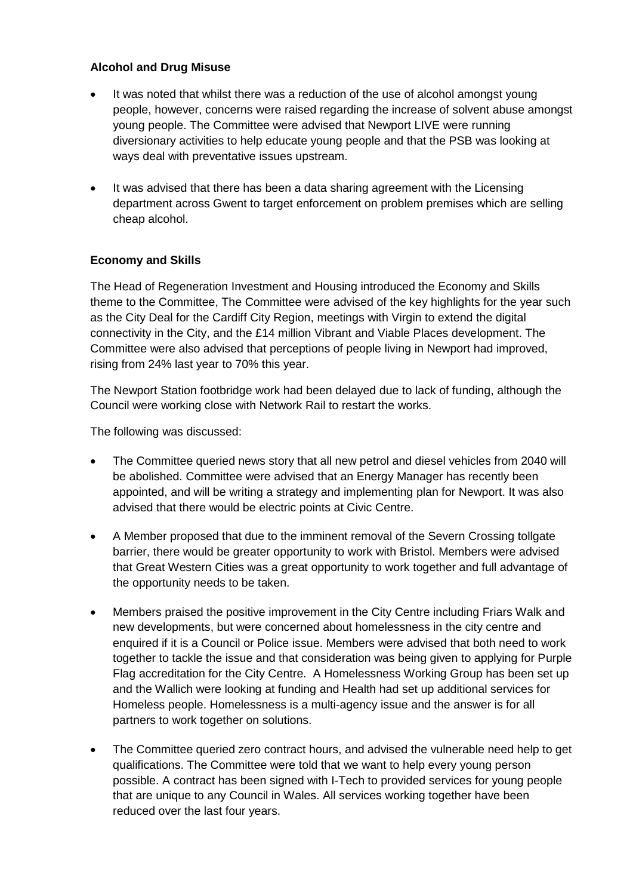**Alcohol and Drug Misuse**

- It was noted that whilst there was a reduction of the use of alcohol amongst young people, however, concerns were raised regarding the increase of solvent abuse amongst young people. The Committee were advised that Newport LIVE were running diversionary activities to help educate young people and that the PSB was looking at ways deal with preventative issues upstream.
- It was advised that there has been a data sharing agreement with the Licensing department across Gwent to target enforcement on problem premises which are selling cheap alcohol.

**Economy and Skills**

The Head of Regeneration Investment and Housing introduced the Economy and Skills theme to the Committee, The Committee were advised of the key highlights for the year such as the City Deal for the Cardiff City Region, meetings with Virgin to extend the digital connectivity in the City, and the £14 million Vibrant and Viable Places development. The Committee were also advised that perceptions of people living in Newport had improved, rising from 24% last year to 70% this year.

The Newport Station footbridge work had been delayed due to lack of funding, although the Council were working close with Network Rail to restart the works.

The following was discussed:

- The Committee queried news story that all new petrol and diesel vehicles from 2040 will be abolished. Committee were advised that an Energy Manager has recently been appointed, and will be writing a strategy and implementing plan for Newport. It was also advised that there would be electric points at Civic Centre.
- A Member proposed that due to the imminent removal of the Severn Crossing tollgate barrier, there would be greater opportunity to work with Bristol. Members were advised that Great Western Cities was a great opportunity to work together and full advantage of the opportunity needs to be taken.
- Members praised the positive improvement in the City Centre including Friars Walk and new developments, but were concerned about homelessness in the city centre and enquired if it is a Council or Police issue. Members were advised that both need to work together to tackle the issue and that consideration was being given to applying for Purple Flag accreditation for the City Centre. A Homelessness Working Group has been set up and the Wallich were looking at funding and Health had set up additional services for Homeless people. Homelessness is a multi-agency issue and the answer is for all partners to work together on solutions.
- The Committee queried zero contract hours, and advised the vulnerable need help to get qualifications. The Committee were told that we want to help every young person possible. A contract has been signed with I-Tech to provided services for young people that are unique to any Council in Wales. All services working together have been reduced over the last four years.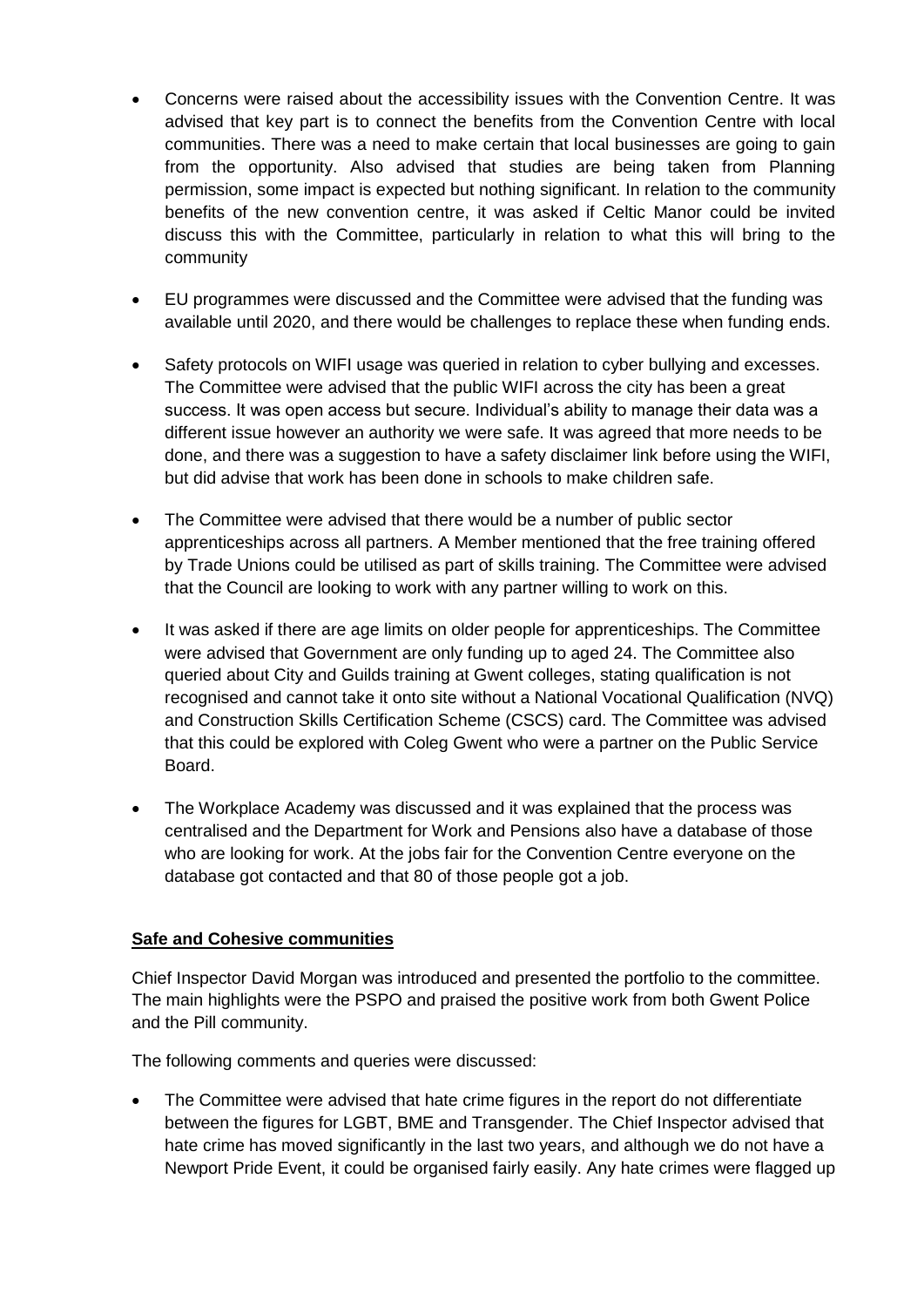- Concerns were raised about the accessibility issues with the Convention Centre. It was advised that key part is to connect the benefits from the Convention Centre with local communities. There was a need to make certain that local businesses are going to gain from the opportunity. Also advised that studies are being taken from Planning permission, some impact is expected but nothing significant. In relation to the community benefits of the new convention centre, it was asked if Celtic Manor could be invited discuss this with the Committee, particularly in relation to what this will bring to the community

- EU programmes were discussed and the Committee were advised that the funding was available until 2020, and there would be challenges to replace these when funding ends.

- Safety protocols on WIFI usage was queried in relation to cyber bullying and excesses. The Committee were advised that the public WIFI across the city has been a great success. It was open access but secure. Individual's ability to manage their data was a different issue however an authority we were safe. It was agreed that more needs to be done, and there was a suggestion to have a safety disclaimer link before using the WIFI, but did advise that work has been done in schools to make children safe.

- The Committee were advised that there would be a number of public sector apprenticeships across all partners. A Member mentioned that the free training offered by Trade Unions could be utilised as part of skills training. The Committee were advised that the Council are looking to work with any partner willing to work on this.

- It was asked if there are age limits on older people for apprenticeships. The Committee were advised that Government are only funding up to aged 24. The Committee also queried about City and Guilds training at Gwent colleges, stating qualification is not recognised and cannot take it onto site without a National Vocational Qualification (NVQ) and Construction Skills Certification Scheme (CSCS) card. The Committee was advised that this could be explored with Coleg Gwent who were a partner on the Public Service Board.

- The Workplace Academy was discussed and it was explained that the process was centralised and the Department for Work and Pensions also have a database of those who are looking for work. At the jobs fair for the Convention Centre everyone on the database got contacted and that 80 of those people got a job.

**Safe and Cohesive communities**

Chief Inspector David Morgan was introduced and presented the portfolio to the committee. The main highlights were the PSPO and praised the positive work from both Gwent Police and the Pill community.

The following comments and queries were discussed:

- The Committee were advised that hate crime figures in the report do not differentiate between the figures for LGBT, BME and Transgender. The Chief Inspector advised that hate crime has moved significantly in the last two years, and although we do not have a Newport Pride Event, it could be organised fairly easily. Any hate crimes were flagged up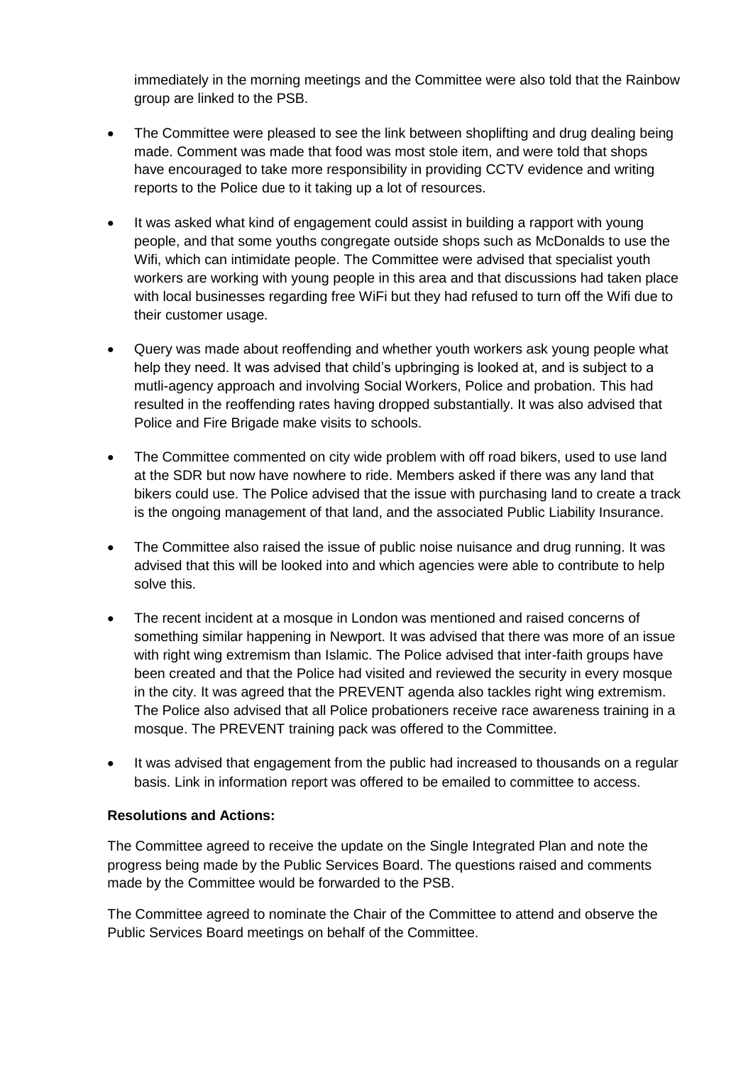immediately in the morning meetings and the Committee were also told that the Rainbow group are linked to the PSB.

- The Committee were pleased to see the link between shoplifting and drug dealing being made. Comment was made that food was most stole item, and were told that shops have encouraged to take more responsibility in providing CCTV evidence and writing reports to the Police due to it taking up a lot of resources.

- It was asked what kind of engagement could assist in building a rapport with young people, and that some youths congregate outside shops such as McDonalds to use the Wifi, which can intimidate people. The Committee were advised that specialist youth workers are working with young people in this area and that discussions had taken place with local businesses regarding free WiFi but they had refused to turn off the Wifi due to their customer usage.

- Query was made about reoffending and whether youth workers ask young people what help they need. It was advised that child's upbringing is looked at, and is subject to a mutli-agency approach and involving Social Workers, Police and probation. This had resulted in the reoffending rates having dropped substantially. It was also advised that Police and Fire Brigade make visits to schools.

- The Committee commented on city wide problem with off road bikers, used to use land at the SDR but now have nowhere to ride. Members asked if there was any land that bikers could use. The Police advised that the issue with purchasing land to create a track is the ongoing management of that land, and the associated Public Liability Insurance.

- The Committee also raised the issue of public noise nuisance and drug running. It was advised that this will be looked into and which agencies were able to contribute to help solve this.

- The recent incident at a mosque in London was mentioned and raised concerns of something similar happening in Newport. It was advised that there was more of an issue with right wing extremism than Islamic. The Police advised that inter-faith groups have been created and that the Police had visited and reviewed the security in every mosque in the city. It was agreed that the PREVENT agenda also tackles right wing extremism. The Police also advised that all Police probationers receive race awareness training in a mosque. The PREVENT training pack was offered to the Committee.

- It was advised that engagement from the public had increased to thousands on a regular basis. Link in information report was offered to be emailed to committee to access.

**Resolutions and Actions:**

The Committee agreed to receive the update on the Single Integrated Plan and note the progress being made by the Public Services Board. The questions raised and comments made by the Committee would be forwarded to the PSB.

The Committee agreed to nominate the Chair of the Committee to attend and observe the Public Services Board meetings on behalf of the Committee.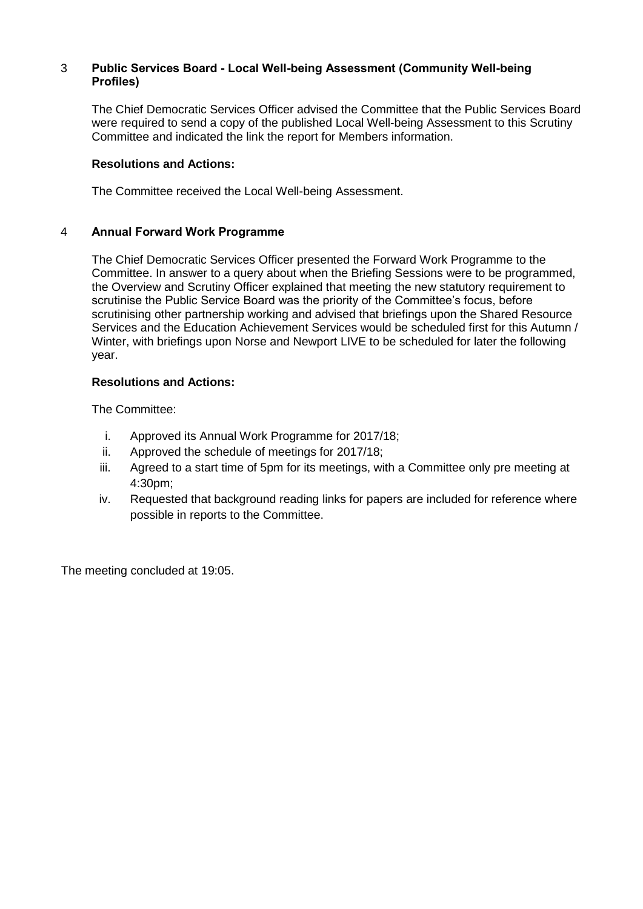## 3 Public Services Board - Local Well-being Assessment (Community Well-being Profiles)

The Chief Democratic Services Officer advised the Committee that the Public Services Board were required to send a copy of the published Local Well-being Assessment to this Scrutiny Committee and indicated the link the report for Members information.

**Resolutions and Actions:**

The Committee received the Local Well-being Assessment.

## 4 Annual Forward Work Programme

The Chief Democratic Services Officer presented the Forward Work Programme to the Committee. In answer to a query about when the Briefing Sessions were to be programmed, the Overview and Scrutiny Officer explained that meeting the new statutory requirement to scrutinise the Public Service Board was the priority of the Committee's focus, before scrutinising other partnership working and advised that briefings upon the Shared Resource Services and the Education Achievement Services would be scheduled first for this Autumn / Winter, with briefings upon Norse and Newport LIVE to be scheduled for later the following year.

**Resolutions and Actions:**

The Committee:

i. Approved its Annual Work Programme for 2017/18;
ii. Approved the schedule of meetings for 2017/18;
iii. Agreed to a start time of 5pm for its meetings, with a Committee only pre meeting at 4:30pm;
iv. Requested that background reading links for papers are included for reference where possible in reports to the Committee.

The meeting concluded at 19:05.